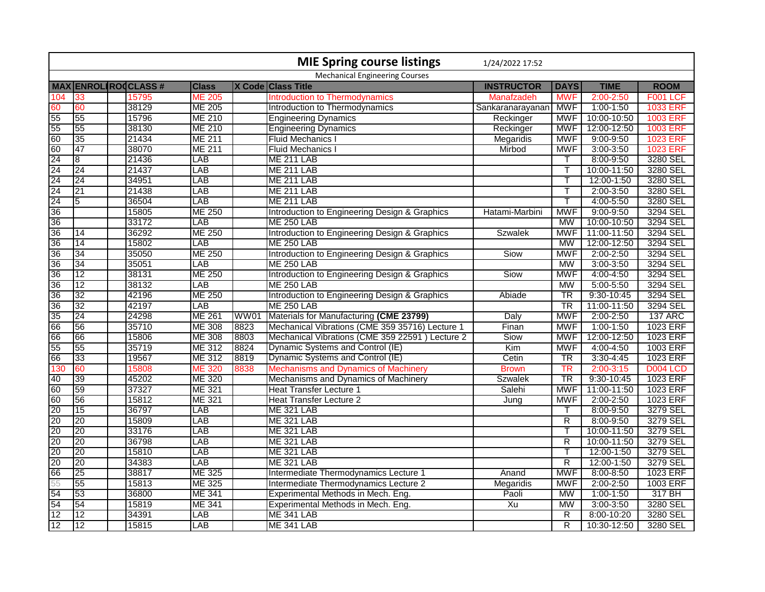# MIE Spring course listings

1/24/2022 17:52

Mechanical Engineering Courses

| MAX | ENROLL | ROO | CLASS # | Class | X Code | Class Title | INSTRUCTOR | DAYS | TIME | ROOM |
|---|---|---|---|---|---|---|---|---|---|---|
| 104 | 33 | | 15795 | ME 205 | | Introduction to Thermodynamics | Manafzadeh | MWF | 2:00-2:50 | F001 LCF |
| 60 | 60 | | 38129 | ME 205 | | Introduction to Thermodynamics | Sankaranarayanan | MWF | 1:00-1:50 | 1033 ERF |
| 55 | 55 | | 15796 | ME 210 | | Engineering Dynamics | Reckinger | MWF | 10:00-10:50 | 1003 ERF |
| 55 | 55 | | 38130 | ME 210 | | Engineering Dynamics | Reckinger | MWF | 12:00-12:50 | 1003 ERF |
| 60 | 35 | | 21434 | ME 211 | | Fluid Mechanics I | Megaridis | MWF | 9:00-9:50 | 1023 ERF |
| 60 | 47 | | 38070 | ME 211 | | Fluid Mechanics I | Mirbod | MWF | 3:00-3:50 | 1023 ERF |
| 24 | 8 | | 21436 | LAB | | ME 211 LAB | | T | 8:00-9:50 | 3280 SEL |
| 24 | 24 | | 21437 | LAB | | ME 211 LAB | | T | 10:00-11:50 | 3280 SEL |
| 24 | 24 | | 34951 | LAB | | ME 211 LAB | | T | 12:00-1:50 | 3280 SEL |
| 24 | 21 | | 21438 | LAB | | ME 211 LAB | | T | 2:00-3:50 | 3280 SEL |
| 24 | 5 | | 36504 | LAB | | ME 211 LAB | | T | 4:00-5:50 | 3280 SEL |
| 36 | | | 15805 | ME 250 | | Introduction to Engineering Design & Graphics | Hatami-Marbini | MWF | 9:00-9:50 | 3294 SEL |
| 36 | | | 33172 | LAB | | ME 250 LAB | | MW | 10:00-10:50 | 3294 SEL |
| 36 | 14 | | 36292 | ME 250 | | Introduction to Engineering Design & Graphics | Szwalek | MWF | 11:00-11:50 | 3294 SEL |
| 36 | 14 | | 15802 | LAB | | ME 250 LAB | | MW | 12:00-12:50 | 3294 SEL |
| 36 | 34 | | 35050 | ME 250 | | Introduction to Engineering Design & Graphics | Siow | MWF | 2:00-2:50 | 3294 SEL |
| 36 | 34 | | 35051 | LAB | | ME 250 LAB | | MW | 3:00-3:50 | 3294 SEL |
| 36 | 12 | | 38131 | ME 250 | | Introduction to Engineering Design & Graphics | Siow | MWF | 4:00-4:50 | 3294 SEL |
| 36 | 12 | | 38132 | LAB | | ME 250 LAB | | MW | 5:00-5:50 | 3294 SEL |
| 36 | 32 | | 42196 | ME 250 | | Introduction to Engineering Design & Graphics | Abiade | TR | 9:30-10:45 | 3294 SEL |
| 36 | 32 | | 42197 | LAB | | ME 250 LAB | | TR | 11:00-11:50 | 3294 SEL |
| 35 | 24 | | 24298 | ME 261 | WW01 | Materials for Manufacturing **(CME 23799)** | Daly | MWF | 2:00-2:50 | 137 ARC |
| 66 | 56 | | 35710 | ME 308 | 8823 | Mechanical Vibrations (CME 359 35716) Lecture 1 | Finan | MWF | 1:00-1:50 | 1023 ERF |
| 66 | 66 | | 15806 | ME 308 | 8803 | Mechanical Vibrations (CME 359 22591 ) Lecture 2 | Siow | MWF | 12:00-12:50 | 1023 ERF |
| 55 | 55 | | 35719 | ME 312 | 8824 | Dynamic Systems and Control (IE) | Kim | MWF | 4:00-4:50 | 1003 ERF |
| 66 | 33 | | 19567 | ME 312 | 8819 | Dynamic Systems and Control (IE) | Cetin | TR | 3:30-4:45 | 1023 ERF |
| 130 | 60 | | 15808 | ME 320 | 8838 | Mechanisms and Dynamics of Machinery | Brown | TR | 2:00-3:15 | D004 LCD |
| 40 | 39 | | 45202 | ME 320 | | Mechanisms and Dynamics of Machinery | Szwalek | TR | 9:30-10:45 | 1023 ERF |
| 60 | 59 | | 37327 | ME 321 | | Heat Transfer Lecture 1 | Salehi | MWF | 11:00-11:50 | 1023 ERF |
| 60 | 56 | | 15812 | ME 321 | | Heat Transfer Lecture 2 | Jung | MWF | 2:00-2:50 | 1023 ERF |
| 20 | 15 | | 36797 | LAB | | ME 321 LAB | | T | 8:00-9:50 | 3279 SEL |
| 20 | 20 | | 15809 | LAB | | ME 321 LAB | | R | 8:00-9:50 | 3279 SEL |
| 20 | 20 | | 33176 | LAB | | ME 321 LAB | | T | 10:00-11:50 | 3279 SEL |
| 20 | 20 | | 36798 | LAB | | ME 321 LAB | | R | 10:00-11:50 | 3279 SEL |
| 20 | 20 | | 15810 | LAB | | ME 321 LAB | | T | 12:00-1:50 | 3279 SEL |
| 20 | 20 | | 34383 | LAB | | ME 321 LAB | | R | 12:00-1:50 | 3279 SEL |
| 66 | 25 | | 38817 | ME 325 | | Intermediate Thermodynamics Lecture 1 | Anand | MWF | 8:00-8:50 | 1023 ERF |
| 55 | 55 | | 15813 | ME 325 | | Intermediate Thermodynamics Lecture 2 | Megaridis | MWF | 2:00-2:50 | 1003 ERF |
| 54 | 53 | | 36800 | ME 341 | | Experimental Methods in Mech. Eng. | Paoli | MW | 1:00-1:50 | 317 BH |
| 54 | 54 | | 15819 | ME 341 | | Experimental Methods in Mech. Eng. | Xu | MW | 3:00-3:50 | 3280 SEL |
| 12 | 12 | | 34391 | LAB | | ME 341 LAB | | R | 8:00-10:20 | 3280 SEL |
| 12 | 12 | | 15815 | LAB | | ME 341 LAB | | R | 10:30-12:50 | 3280 SEL |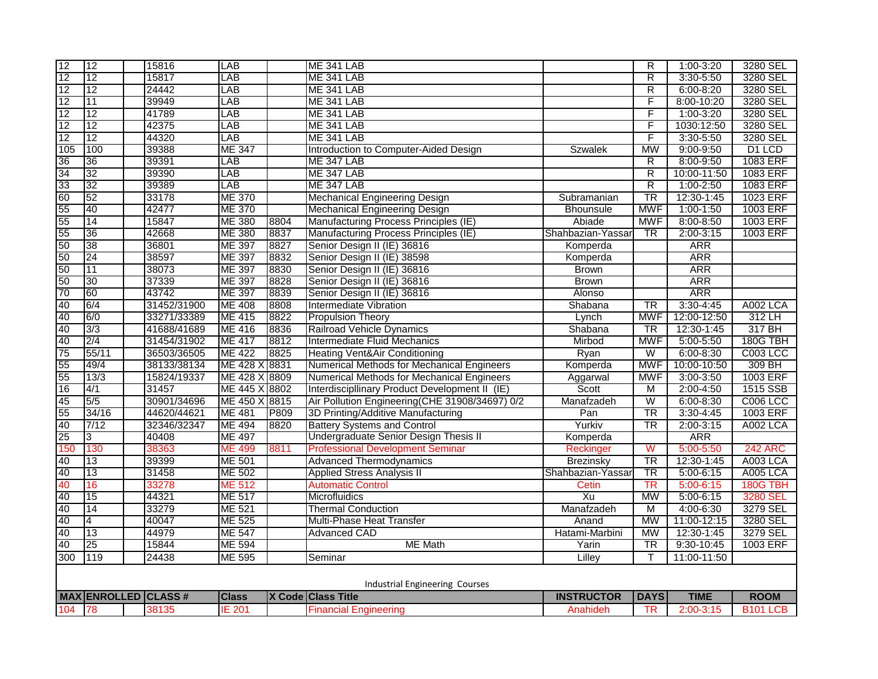| | | | | | | | | | | |
|---|---|---|---|---|---|---|---|---|---|---|
| 12 | 12 | | 15816 | LAB | | ME 341 LAB | | R | 1:00-3:20 | 3280 SEL |
| 12 | 12 | | 15817 | LAB | | ME 341 LAB | | R | 3:30-5:50 | 3280 SEL |
| 12 | 12 | | 24442 | LAB | | ME 341 LAB | | R | 6:00-8:20 | 3280 SEL |
| 12 | 11 | | 39949 | LAB | | ME 341 LAB | | F | 8:00-10:20 | 3280 SEL |
| 12 | 12 | | 41789 | LAB | | ME 341 LAB | | F | 1:00-3:20 | 3280 SEL |
| 12 | 12 | | 42375 | LAB | | ME 341 LAB | | F | 1030:12:50 | 3280 SEL |
| 12 | 12 | | 44320 | LAB | | ME 341 LAB | | F | 3:30-5:50 | 3280 SEL |
| 105 | 100 | | 39388 | ME 347 | | Introduction to Computer-Aided Design | Szwalek | MW | 9:00-9:50 | D1 LCD |
| 36 | 36 | | 39391 | LAB | | ME 347 LAB | | R | 8:00-9:50 | 1083 ERF |
| 34 | 32 | | 39390 | LAB | | ME 347 LAB | | R | 10:00-11:50 | 1083 ERF |
| 33 | 32 | | 39389 | LAB | | ME 347 LAB | | R | 1:00-2:50 | 1083 ERF |
| 60 | 52 | | 33178 | ME 370 | | Mechanical Engineering Design | Subramanian | TR | 12:30-1:45 | 1023 ERF |
| 55 | 40 | | 42477 | ME 370 | | Mechanical Engineering Design | Bhounsule | MWF | 1:00-1:50 | 1003 ERF |
| 55 | 14 | | 15847 | ME 380 | 8804 | Manufacturing Process Principles (IE) | Abiade | MWF | 8:00-8:50 | 1003 ERF |
| 55 | 36 | | 42668 | ME 380 | 8837 | Manufacturing Process Principles (IE) | Shahbazian-Yassar | TR | 2:00-3:15 | 1003 ERF |
| 50 | 38 | | 36801 | ME 397 | 8827 | Senior Design II (IE) 36816 | Komperda | | ARR | |
| 50 | 24 | | 38597 | ME 397 | 8832 | Senior Design II (IE) 38598 | Komperda | | ARR | |
| 50 | 11 | | 38073 | ME 397 | 8830 | Senior Design II (IE) 36816 | Brown | | ARR | |
| 50 | 30 | | 37339 | ME 397 | 8828 | Senior Design II (IE) 36816 | Brown | | ARR | |
| 70 | 60 | | 43742 | ME 397 | 8839 | Senior Design II (IE) 36816 | Alonso | | ARR | |
| 40 | 6/4 | | 31452/31900 | ME 408 | 8808 | Intermediate Vibration | Shabana | TR | 3:30-4:45 | A002 LCA |
| 40 | 6/0 | | 33271/33389 | ME 415 | 8822 | Propulsion Theory | Lynch | MWF | 12:00-12:50 | 312 LH |
| 40 | 3/3 | | 41688/41689 | ME 416 | 8836 | Railroad Vehicle Dynamics | Shabana | TR | 12:30-1:45 | 317 BH |
| 40 | 2/4 | | 31454/31902 | ME 417 | 8812 | Intermediate Fluid Mechanics | Mirbod | MWF | 5:00-5:50 | 180G TBH |
| 75 | 55/11 | | 36503/36505 | ME 422 | 8825 | Heating Vent&Air Conditioning | Ryan | W | 6:00-8:30 | C003 LCC |
| 55 | 49/4 | | 38133/38134 | ME 428 X | 8831 | Numerical Methods for Mechanical Engineers | Komperda | MWF | 10:00-10:50 | 309 BH |
| 55 | 13/3 | | 15824/19337 | ME 428 X | 8809 | Numerical Methods for Mechanical Engineers | Aggarwal | MWF | 3:00-3:50 | 1003 ERF |
| 16 | 4/1 | | 31457 | ME 445 X | 8802 | Interdiscipllinary Product Development II (IE) | Scott | M | 2:00-4:50 | 1515 SSB |
| 45 | 5/5 | | 30901/34696 | ME 450 X | 8815 | Air Pollution Engineering(CHE 31908/34697) 0/2 | Manafzadeh | W | 6:00-8:30 | C006 LCC |
| 55 | 34/16 | | 44620/44621 | ME 481 | P809 | 3D Printing/Additive Manufacturing | Pan | TR | 3:30-4:45 | 1003 ERF |
| 40 | 7/12 | | 32346/32347 | ME 494 | 8820 | Battery Systems and Control | Yurkiv | TR | 2:00-3:15 | A002 LCA |
| 25 | 3 | | 40408 | ME 497 | | Undergraduate Senior Design Thesis II | Komperda | | ARR | |
| 150 | 130 | | 38363 | ME 499 | 8811 | Professional Development Seminar | Reckinger | W | 5:00-5:50 | 242 ARC |
| 40 | 13 | | 39399 | ME 501 | | Advanced Thermodynamics | Brezinsky | TR | 12:30-1:45 | A003 LCA |
| 40 | 13 | | 31458 | ME 502 | | Applied Stress Analysis II | Shahbazian-Yassar | TR | 5:00-6:15 | A005 LCA |
| 40 | 16 | | 33278 | ME 512 | | Automatic Control | Cetin | TR | 5:00-6:15 | 180G TBH |
| 40 | 15 | | 44321 | ME 517 | | Microfluidics | Xu | MW | 5:00-6:15 | 3280 SEL |
| 40 | 14 | | 33279 | ME 521 | | Thermal Conduction | Manafzadeh | M | 4:00-6:30 | 3279 SEL |
| 40 | 4 | | 40047 | ME 525 | | Multi-Phase Heat Transfer | Anand | MW | 11:00-12:15 | 3280 SEL |
| 40 | 13 | | 44979 | ME 547 | | Advanced CAD | Hatami-Marbini | MW | 12:30-1:45 | 3279 SEL |
| 40 | 25 | | 15844 | ME 594 | | ME Math | Yarin | TR | 9:30-10:45 | 1003 ERF |
| 300 | 119 | | 24438 | ME 595 | | Seminar | Lilley | T | 11:00-11:50 | |

Industrial Engineering Courses

| MAX | ENROLLED | | CLASS # | Class | X Code | Class Title | INSTRUCTOR | DAYS | TIME | ROOM |
|---|---|---|---|---|---|---|---|---|---|---|
| 104 | 78 | | 38135 | IE 201 | | Financial Engineering | Anahideh | TR | 2:00-3:15 | B101 LCB |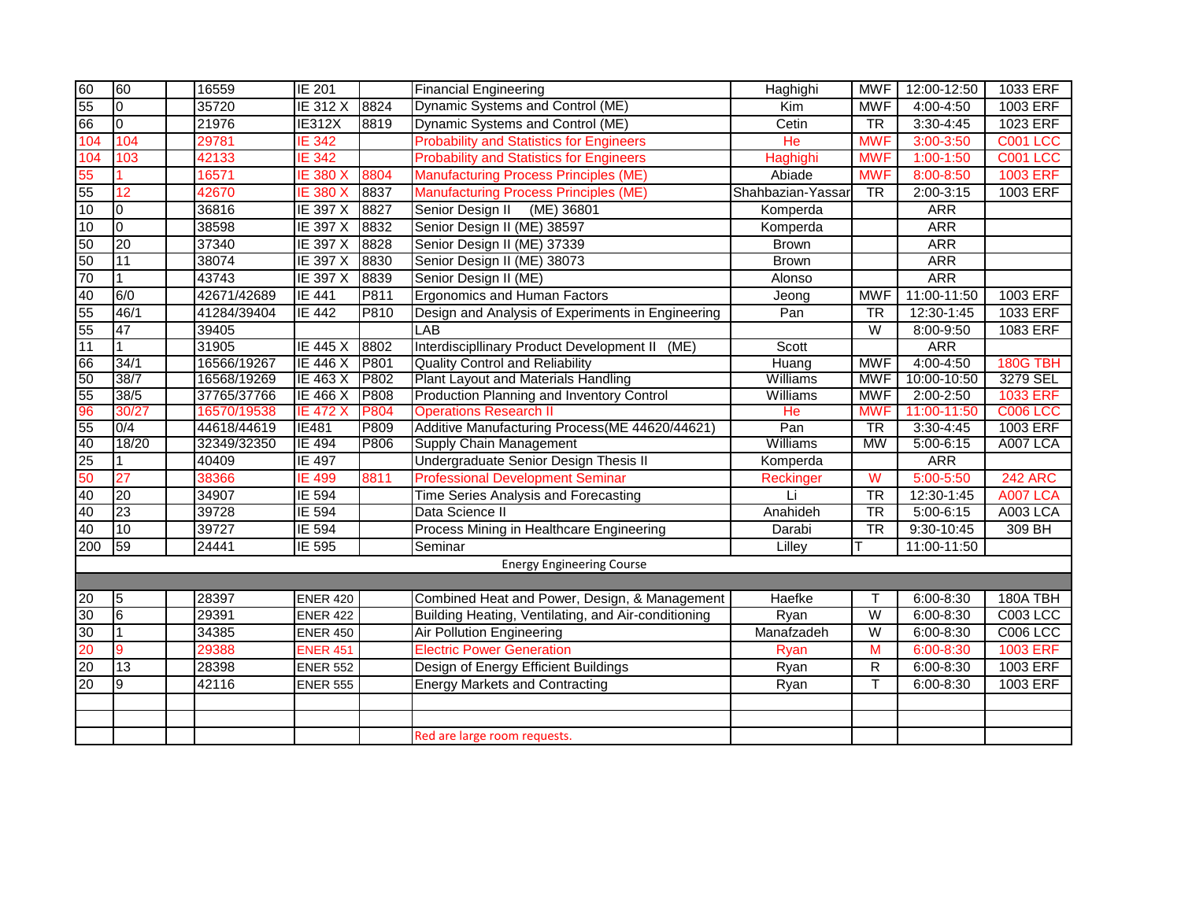| | | | | | | | | | | |
|---|---|---|---|---|---|---|---|---|---|---|
| 60 | 60 | | 16559 | IE 201 | | Financial Engineering | Haghighi | MWF | 12:00-12:50 | 1033 ERF |
| 55 | 0 | | 35720 | IE 312 X | 8824 | Dynamic Systems and Control (ME) | Kim | MWF | 4:00-4:50 | 1003 ERF |
| 66 | 0 | | 21976 | IE312X | 8819 | Dynamic Systems and Control (ME) | Cetin | TR | 3:30-4:45 | 1023 ERF |
| 104 | 104 | | 29781 | IE 342 | | Probability and Statistics for Engineers | He | MWF | 3:00-3:50 | C001 LCC |
| 104 | 103 | | 42133 | IE 342 | | Probability and Statistics for Engineers | Haghighi | MWF | 1:00-1:50 | C001 LCC |
| 55 | 1 | | 16571 | IE 380 X | 8804 | Manufacturing Process Principles (ME) | Abiade | MWF | 8:00-8:50 | 1003 ERF |
| 55 | 12 | | 42670 | IE 380 X | 8837 | Manufacturing Process Principles (ME) | Shahbazian-Yassar | TR | 2:00-3:15 | 1003 ERF |
| 10 | 0 | | 36816 | IE 397 X | 8827 | Senior Design II (ME) 36801 | Komperda | | ARR | |
| 10 | 0 | | 38598 | IE 397 X | 8832 | Senior Design II (ME) 38597 | Komperda | | ARR | |
| 50 | 20 | | 37340 | IE 397 X | 8828 | Senior Design II (ME) 37339 | Brown | | ARR | |
| 50 | 11 | | 38074 | IE 397 X | 8830 | Senior Design II (ME) 38073 | Brown | | ARR | |
| 70 | 1 | | 43743 | IE 397 X | 8839 | Senior Design II (ME) | Alonso | | ARR | |
| 40 | 6/0 | | 42671/42689 | IE 441 | P811 | Ergonomics and Human Factors | Jeong | MWF | 11:00-11:50 | 1003 ERF |
| 55 | 46/1 | | 41284/39404 | IE 442 | P810 | Design and Analysis of Experiments in Engineering | Pan | TR | 12:30-1:45 | 1033 ERF |
| 55 | 47 | | 39405 | | | LAB | | W | 8:00-9:50 | 1083 ERF |
| 11 | 1 | | 31905 | IE 445 X | 8802 | Interdiscipllinary Product Development II (ME) | Scott | | ARR | |
| 66 | 34/1 | | 16566/19267 | IE 446 X | P801 | Quality Control and Reliability | Huang | MWF | 4:00-4:50 | 180G TBH |
| 50 | 38/7 | | 16568/19269 | IE 463 X | P802 | Plant Layout and Materials Handling | Williams | MWF | 10:00-10:50 | 3279 SEL |
| 55 | 38/5 | | 37765/37766 | IE 466 X | P808 | Production Planning and Inventory Control | Williams | MWF | 2:00-2:50 | 1033 ERF |
| 96 | 30/27 | | 16570/19538 | IE 472 X | P804 | Operations Research II | He | MWF | 11:00-11:50 | C006 LCC |
| 55 | 0/4 | | 44618/44619 | IE481 | P809 | Additive Manufacturing Process(ME 44620/44621) | Pan | TR | 3:30-4:45 | 1003 ERF |
| 40 | 18/20 | | 32349/32350 | IE 494 | P806 | Supply Chain Management | Williams | MW | 5:00-6:15 | A007 LCA |
| 25 | 1 | | 40409 | IE 497 | | Undergraduate Senior Design Thesis II | Komperda | | ARR | |
| 50 | 27 | | 38366 | IE 499 | 8811 | Professional Development Seminar | Reckinger | W | 5:00-5:50 | 242 ARC |
| 40 | 20 | | 34907 | IE 594 | | Time Series Analysis and Forecasting | Li | TR | 12:30-1:45 | A007 LCA |
| 40 | 23 | | 39728 | IE 594 | | Data Science II | Anahideh | TR | 5:00-6:15 | A003 LCA |
| 40 | 10 | | 39727 | IE 594 | | Process Mining in Healthcare Engineering | Darabi | TR | 9:30-10:45 | 309 BH |
| 200 | 59 | | 24441 | IE 595 | | Seminar | Lilley | T | 11:00-11:50 | |
| | | | | | | Energy Engineering Course | | | | |
| | | | | | | | | | | |
| 20 | 5 | | 28397 | ENER 420 | | Combined Heat and Power, Design, & Management | Haefke | T | 6:00-8:30 | 180A TBH |
| 30 | 6 | | 29391 | ENER 422 | | Building Heating, Ventilating, and Air-conditioning | Ryan | W | 6:00-8:30 | C003 LCC |
| 30 | 1 | | 34385 | ENER 450 | | Air Pollution Engineering | Manafzadeh | W | 6:00-8:30 | C006 LCC |
| 20 | 9 | | 29388 | ENER 451 | | Electric Power Generation | Ryan | M | 6:00-8:30 | 1003 ERF |
| 20 | 13 | | 28398 | ENER 552 | | Design of Energy Efficient Buildings | Ryan | R | 6:00-8:30 | 1003 ERF |
| 20 | 9 | | 42116 | ENER 555 | | Energy Markets and Contracting | Ryan | T | 6:00-8:30 | 1003 ERF |
| | | | | | | | | | | |
| | | | | | | | | | | |
| | | | | | | Red are large room requests. | | | | |